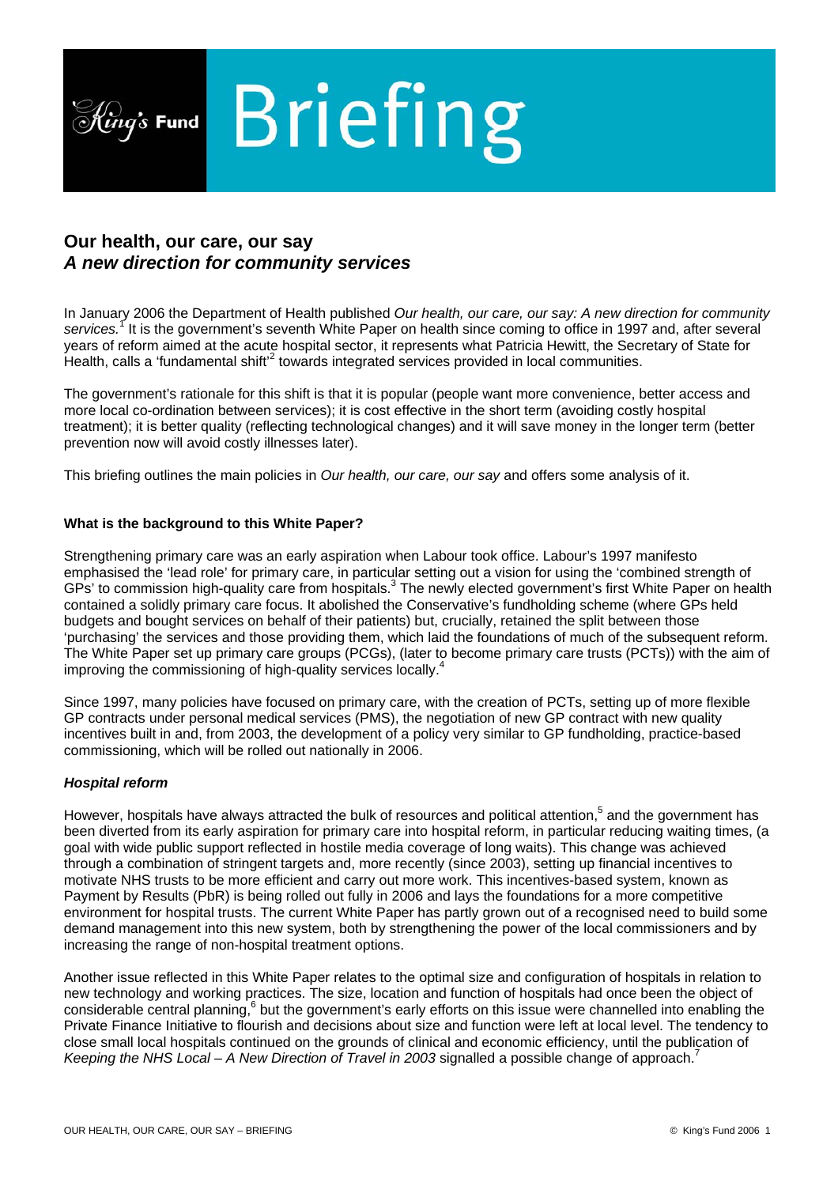# Briefing

## Our health, our care, our say
### *A new direction for community services*

In January 2006 the Department of Health published *Our health, our care, our say: A new direction for community services.*[1] It is the government's seventh White Paper on health since coming to office in 1997 and, after several years of reform aimed at the acute hospital sector, it represents what Patricia Hewitt, the Secretary of State for Health, calls a 'fundamental shift'[2] towards integrated services provided in local communities.

The government's rationale for this shift is that it is popular (people want more convenience, better access and more local co-ordination between services); it is cost effective in the short term (avoiding costly hospital treatment); it is better quality (reflecting technological changes) and it will save money in the longer term (better prevention now will avoid costly illnesses later).

This briefing outlines the main policies in *Our health, our care, our say* and offers some analysis of it.

**What is the background to this White Paper?**

Strengthening primary care was an early aspiration when Labour took office. Labour's 1997 manifesto emphasised the 'lead role' for primary care, in particular setting out a vision for using the 'combined strength of GPs' to commission high-quality care from hospitals.[3] The newly elected government's first White Paper on health contained a solidly primary care focus. It abolished the Conservative's fundholding scheme (where GPs held budgets and bought services on behalf of their patients) but, crucially, retained the split between those 'purchasing' the services and those providing them, which laid the foundations of much of the subsequent reform. The White Paper set up primary care groups (PCGs), (later to become primary care trusts (PCTs)) with the aim of improving the commissioning of high-quality services locally.[4]

Since 1997, many policies have focused on primary care, with the creation of PCTs, setting up of more flexible GP contracts under personal medical services (PMS), the negotiation of new GP contract with new quality incentives built in and, from 2003, the development of a policy very similar to GP fundholding, practice-based commissioning, which will be rolled out nationally in 2006.

***Hospital reform***

However, hospitals have always attracted the bulk of resources and political attention,[5] and the government has been diverted from its early aspiration for primary care into hospital reform, in particular reducing waiting times, (a goal with wide public support reflected in hostile media coverage of long waits). This change was achieved through a combination of stringent targets and, more recently (since 2003), setting up financial incentives to motivate NHS trusts to be more efficient and carry out more work. This incentives-based system, known as Payment by Results (PbR) is being rolled out fully in 2006 and lays the foundations for a more competitive environment for hospital trusts. The current White Paper has partly grown out of a recognised need to build some demand management into this new system, both by strengthening the power of the local commissioners and by increasing the range of non-hospital treatment options.

Another issue reflected in this White Paper relates to the optimal size and configuration of hospitals in relation to new technology and working practices. The size, location and function of hospitals had once been the object of considerable central planning,[6] but the government's early efforts on this issue were channelled into enabling the Private Finance Initiative to flourish and decisions about size and function were left at local level. The tendency to close small local hospitals continued on the grounds of clinical and economic efficiency, until the publication of *Keeping the NHS Local – A New Direction of Travel in 2003* signalled a possible change of approach.[7]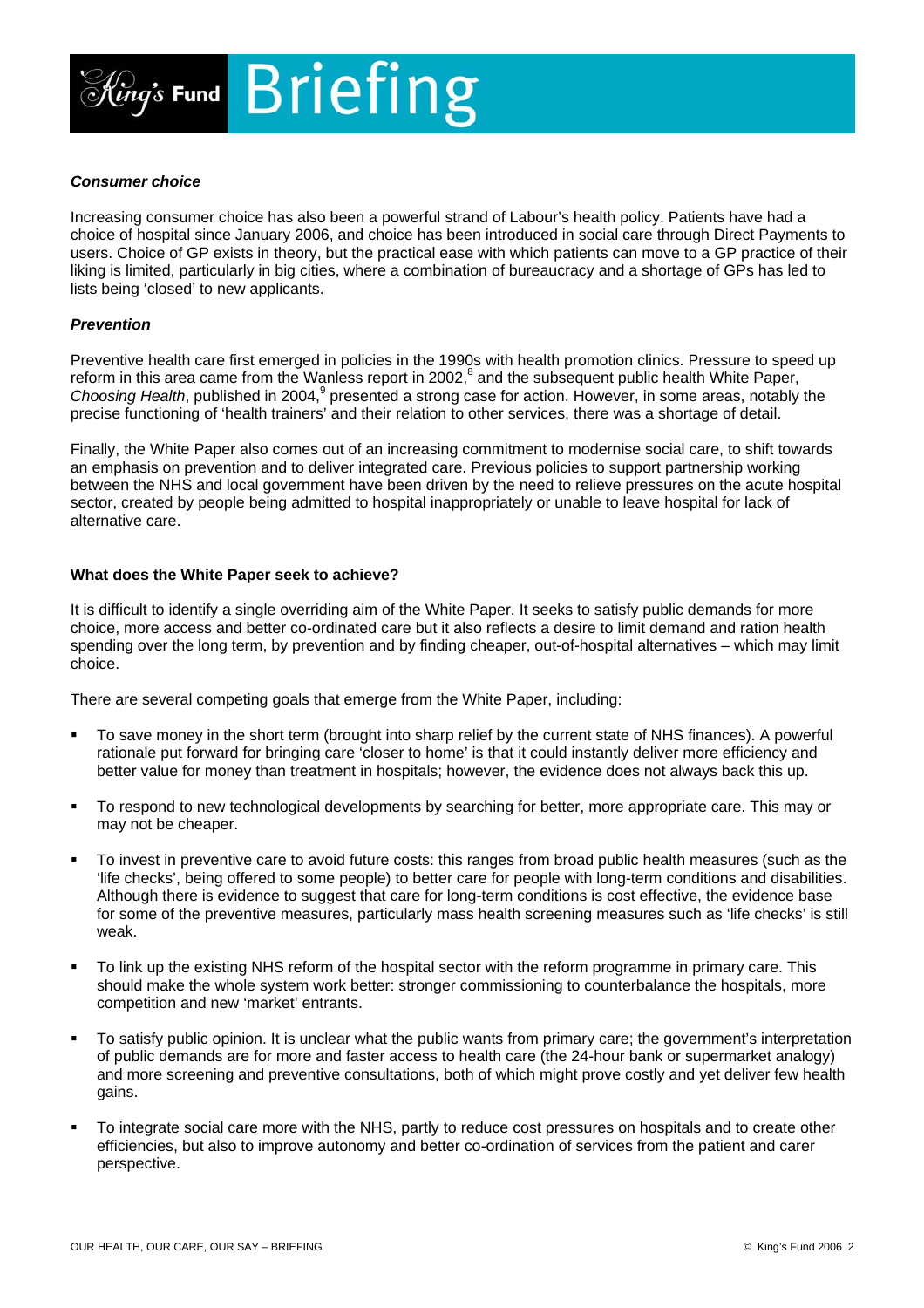***Consumer choice***

Increasing consumer choice has also been a powerful strand of Labour's health policy. Patients have had a choice of hospital since January 2006, and choice has been introduced in social care through Direct Payments to users. Choice of GP exists in theory, but the practical ease with which patients can move to a GP practice of their liking is limited, particularly in big cities, where a combination of bureaucracy and a shortage of GPs has led to lists being 'closed' to new applicants.

***Prevention***

Preventive health care first emerged in policies in the 1990s with health promotion clinics. Pressure to speed up reform in this area came from the Wanless report in 2002,[8] and the subsequent public health White Paper, *Choosing Health*, published in 2004,[9] presented a strong case for action. However, in some areas, notably the precise functioning of 'health trainers' and their relation to other services, there was a shortage of detail.

Finally, the White Paper also comes out of an increasing commitment to modernise social care, to shift towards an emphasis on prevention and to deliver integrated care. Previous policies to support partnership working between the NHS and local government have been driven by the need to relieve pressures on the acute hospital sector, created by people being admitted to hospital inappropriately or unable to leave hospital for lack of alternative care.

**What does the White Paper seek to achieve?**

It is difficult to identify a single overriding aim of the White Paper. It seeks to satisfy public demands for more choice, more access and better co-ordinated care but it also reflects a desire to limit demand and ration health spending over the long term, by prevention and by finding cheaper, out-of-hospital alternatives – which may limit choice.

There are several competing goals that emerge from the White Paper, including:

- To save money in the short term (brought into sharp relief by the current state of NHS finances). A powerful rationale put forward for bringing care 'closer to home' is that it could instantly deliver more efficiency and better value for money than treatment in hospitals; however, the evidence does not always back this up.
- To respond to new technological developments by searching for better, more appropriate care. This may or may not be cheaper.
- To invest in preventive care to avoid future costs: this ranges from broad public health measures (such as the 'life checks', being offered to some people) to better care for people with long-term conditions and disabilities. Although there is evidence to suggest that care for long-term conditions is cost effective, the evidence base for some of the preventive measures, particularly mass health screening measures such as 'life checks' is still weak.
- To link up the existing NHS reform of the hospital sector with the reform programme in primary care. This should make the whole system work better: stronger commissioning to counterbalance the hospitals, more competition and new 'market' entrants.
- To satisfy public opinion. It is unclear what the public wants from primary care; the government's interpretation of public demands are for more and faster access to health care (the 24-hour bank or supermarket analogy) and more screening and preventive consultations, both of which might prove costly and yet deliver few health gains.
- To integrate social care more with the NHS, partly to reduce cost pressures on hospitals and to create other efficiencies, but also to improve autonomy and better co-ordination of services from the patient and carer perspective.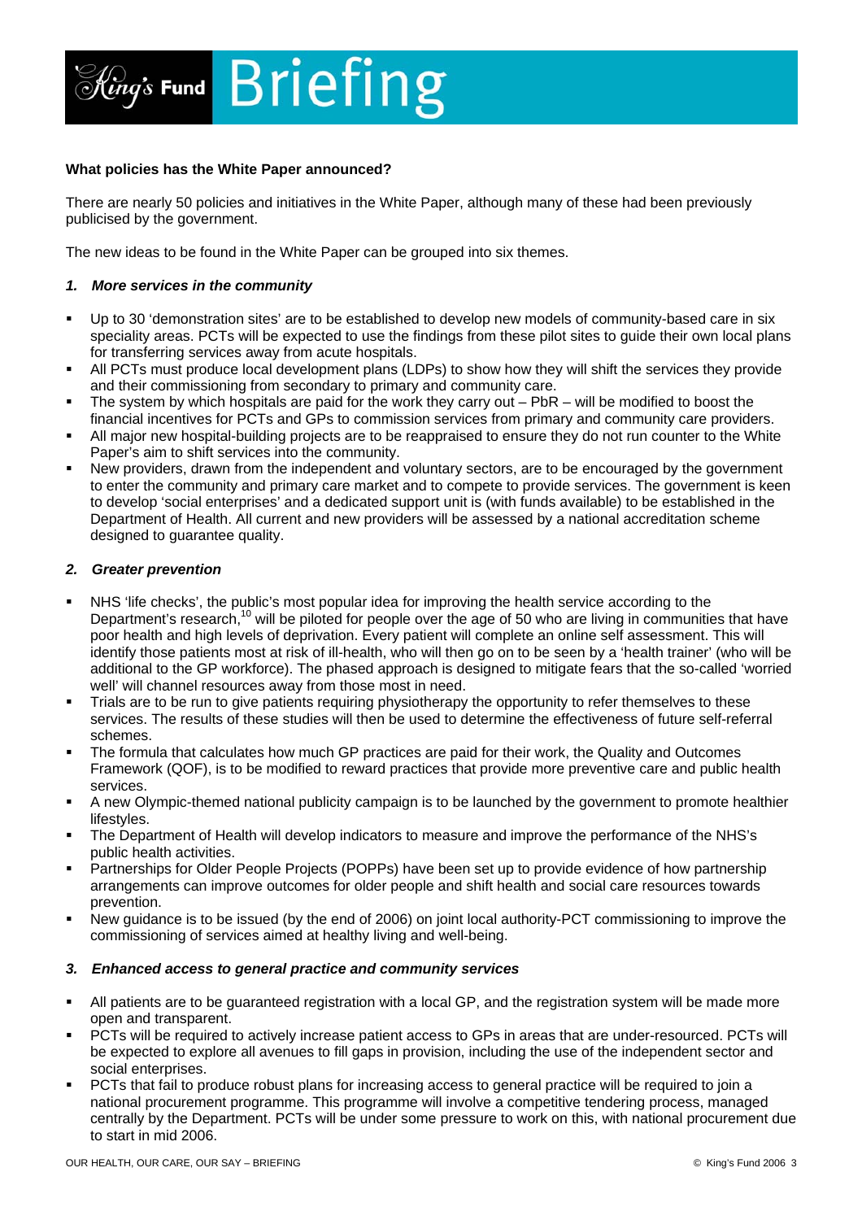### What policies has the White Paper announced?

There are nearly 50 policies and initiatives in the White Paper, although many of these had been previously publicised by the government.

The new ideas to be found in the White Paper can be grouped into six themes.

#### *1. More services in the community*

- Up to 30 'demonstration sites' are to be established to develop new models of community-based care in six speciality areas. PCTs will be expected to use the findings from these pilot sites to guide their own local plans for transferring services away from acute hospitals.
- All PCTs must produce local development plans (LDPs) to show how they will shift the services they provide and their commissioning from secondary to primary and community care.
- The system by which hospitals are paid for the work they carry out – PbR – will be modified to boost the financial incentives for PCTs and GPs to commission services from primary and community care providers.
- All major new hospital-building projects are to be reappraised to ensure they do not run counter to the White Paper's aim to shift services into the community.
- New providers, drawn from the independent and voluntary sectors, are to be encouraged by the government to enter the community and primary care market and to compete to provide services. The government is keen to develop 'social enterprises' and a dedicated support unit is (with funds available) to be established in the Department of Health. All current and new providers will be assessed by a national accreditation scheme designed to guarantee quality.

#### *2. Greater prevention*

- NHS 'life checks', the public's most popular idea for improving the health service according to the Department's research,[10] will be piloted for people over the age of 50 who are living in communities that have poor health and high levels of deprivation. Every patient will complete an online self assessment. This will identify those patients most at risk of ill-health, who will then go on to be seen by a 'health trainer' (who will be additional to the GP workforce). The phased approach is designed to mitigate fears that the so-called 'worried well' will channel resources away from those most in need.
- Trials are to be run to give patients requiring physiotherapy the opportunity to refer themselves to these services. The results of these studies will then be used to determine the effectiveness of future self-referral schemes.
- The formula that calculates how much GP practices are paid for their work, the Quality and Outcomes Framework (QOF), is to be modified to reward practices that provide more preventive care and public health services.
- A new Olympic-themed national publicity campaign is to be launched by the government to promote healthier lifestyles.
- The Department of Health will develop indicators to measure and improve the performance of the NHS's public health activities.
- Partnerships for Older People Projects (POPPs) have been set up to provide evidence of how partnership arrangements can improve outcomes for older people and shift health and social care resources towards prevention.
- New guidance is to be issued (by the end of 2006) on joint local authority-PCT commissioning to improve the commissioning of services aimed at healthy living and well-being.

#### *3. Enhanced access to general practice and community services*

- All patients are to be guaranteed registration with a local GP, and the registration system will be made more open and transparent.
- PCTs will be required to actively increase patient access to GPs in areas that are under-resourced. PCTs will be expected to explore all avenues to fill gaps in provision, including the use of the independent sector and social enterprises.
- PCTs that fail to produce robust plans for increasing access to general practice will be required to join a national procurement programme. This programme will involve a competitive tendering process, managed centrally by the Department. PCTs will be under some pressure to work on this, with national procurement due to start in mid 2006.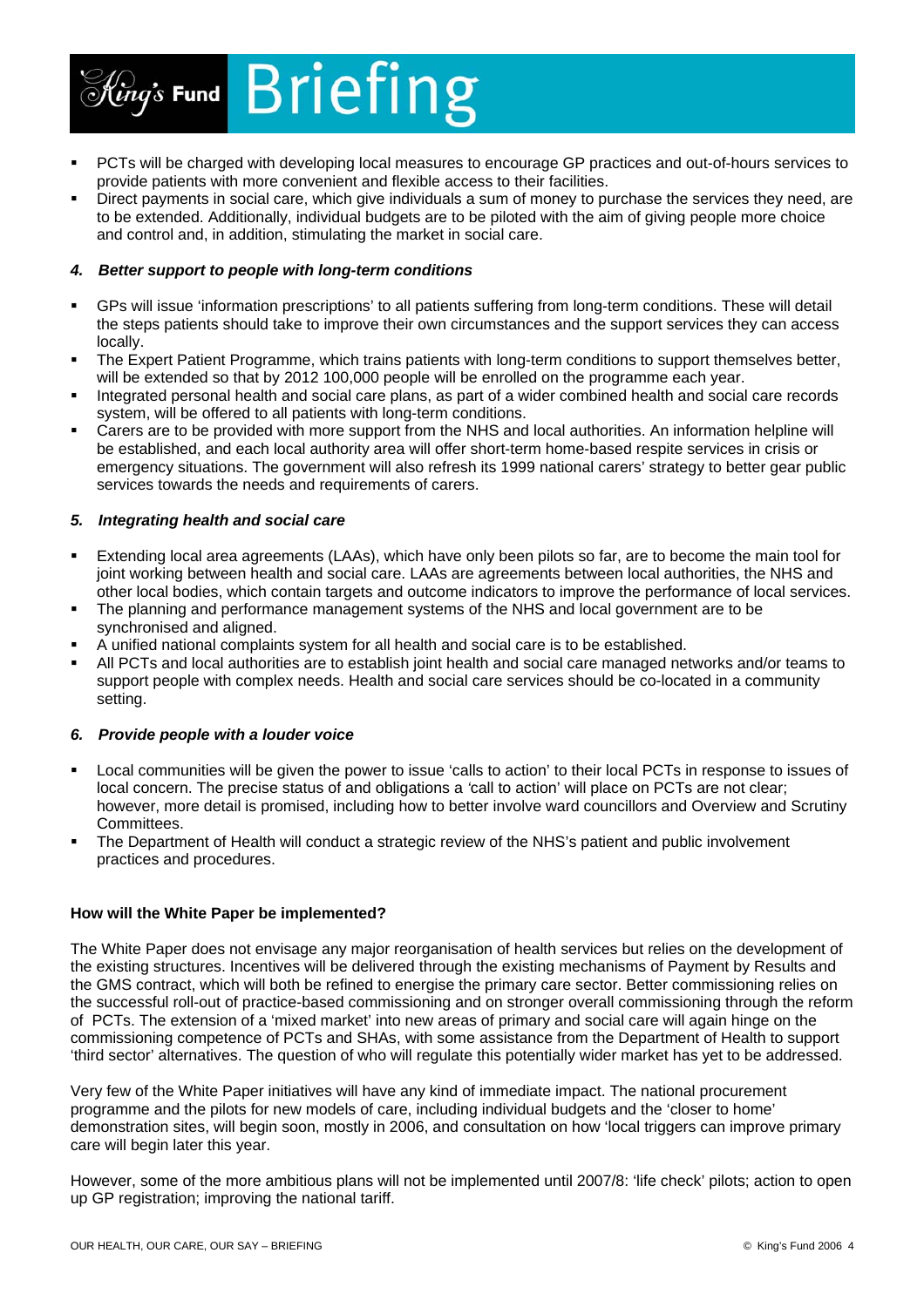- PCTs will be charged with developing local measures to encourage GP practices and out-of-hours services to provide patients with more convenient and flexible access to their facilities.
- Direct payments in social care, which give individuals a sum of money to purchase the services they need, are to be extended. Additionally, individual budgets are to be piloted with the aim of giving people more choice and control and, in addition, stimulating the market in social care.

### *4. Better support to people with long-term conditions*

- GPs will issue 'information prescriptions' to all patients suffering from long-term conditions. These will detail the steps patients should take to improve their own circumstances and the support services they can access locally.
- The Expert Patient Programme, which trains patients with long-term conditions to support themselves better, will be extended so that by 2012 100,000 people will be enrolled on the programme each year.
- Integrated personal health and social care plans, as part of a wider combined health and social care records system, will be offered to all patients with long-term conditions.
- Carers are to be provided with more support from the NHS and local authorities. An information helpline will be established, and each local authority area will offer short-term home-based respite services in crisis or emergency situations. The government will also refresh its 1999 national carers' strategy to better gear public services towards the needs and requirements of carers.

### *5. Integrating health and social care*

- Extending local area agreements (LAAs), which have only been pilots so far, are to become the main tool for joint working between health and social care. LAAs are agreements between local authorities, the NHS and other local bodies, which contain targets and outcome indicators to improve the performance of local services.
- The planning and performance management systems of the NHS and local government are to be synchronised and aligned.
- A unified national complaints system for all health and social care is to be established.
- All PCTs and local authorities are to establish joint health and social care managed networks and/or teams to support people with complex needs. Health and social care services should be co-located in a community setting.

### *6. Provide people with a louder voice*

- Local communities will be given the power to issue 'calls to action' to their local PCTs in response to issues of local concern. The precise status of and obligations a 'call to action' will place on PCTs are not clear; however, more detail is promised, including how to better involve ward councillors and Overview and Scrutiny Committees.
- The Department of Health will conduct a strategic review of the NHS's patient and public involvement practices and procedures.

## How will the White Paper be implemented?

The White Paper does not envisage any major reorganisation of health services but relies on the development of the existing structures. Incentives will be delivered through the existing mechanisms of Payment by Results and the GMS contract, which will both be refined to energise the primary care sector. Better commissioning relies on the successful roll-out of practice-based commissioning and on stronger overall commissioning through the reform of PCTs. The extension of a 'mixed market' into new areas of primary and social care will again hinge on the commissioning competence of PCTs and SHAs, with some assistance from the Department of Health to support 'third sector' alternatives. The question of who will regulate this potentially wider market has yet to be addressed.

Very few of the White Paper initiatives will have any kind of immediate impact. The national procurement programme and the pilots for new models of care, including individual budgets and the 'closer to home' demonstration sites, will begin soon, mostly in 2006, and consultation on how 'local triggers can improve primary care will begin later this year.

However, some of the more ambitious plans will not be implemented until 2007/8: 'life check' pilots; action to open up GP registration; improving the national tariff.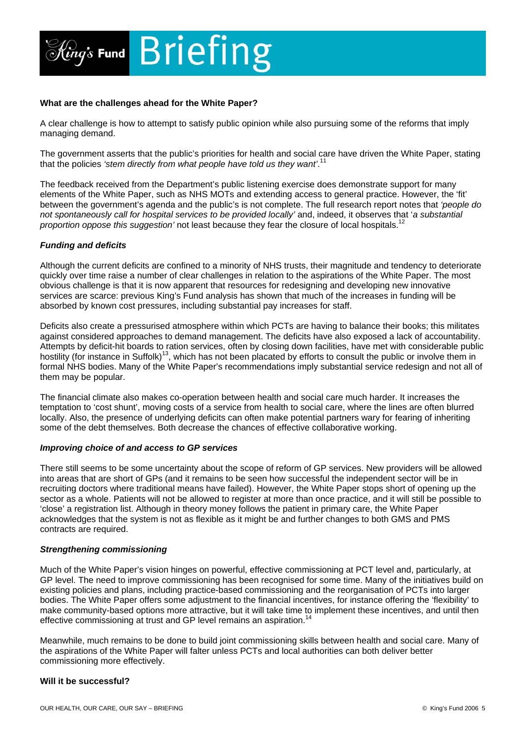### What are the challenges ahead for the White Paper?

A clear challenge is how to attempt to satisfy public opinion while also pursuing some of the reforms that imply managing demand.

The government asserts that the public's priorities for health and social care have driven the White Paper, stating that the policies *'stem directly from what people have told us they want'*.[11]

The feedback received from the Department's public listening exercise does demonstrate support for many elements of the White Paper, such as NHS MOTs and extending access to general practice. However, the 'fit' between the government's agenda and the public's is not complete. The full research report notes that *'people do not spontaneously call for hospital services to be provided locally'* and, indeed, it observes that '*a substantial proportion oppose this suggestion'* not least because they fear the closure of local hospitals.[12]

#### *Funding and deficits*

Although the current deficits are confined to a minority of NHS trusts, their magnitude and tendency to deteriorate quickly over time raise a number of clear challenges in relation to the aspirations of the White Paper. The most obvious challenge is that it is now apparent that resources for redesigning and developing new innovative services are scarce: previous King's Fund analysis has shown that much of the increases in funding will be absorbed by known cost pressures, including substantial pay increases for staff.

Deficits also create a pressurised atmosphere within which PCTs are having to balance their books; this militates against considered approaches to demand management. The deficits have also exposed a lack of accountability. Attempts by deficit-hit boards to ration services, often by closing down facilities, have met with considerable public hostility (for instance in Suffolk)[13], which has not been placated by efforts to consult the public or involve them in formal NHS bodies. Many of the White Paper's recommendations imply substantial service redesign and not all of them may be popular.

The financial climate also makes co-operation between health and social care much harder. It increases the temptation to 'cost shunt', moving costs of a service from health to social care, where the lines are often blurred locally. Also, the presence of underlying deficits can often make potential partners wary for fearing of inheriting some of the debt themselves. Both decrease the chances of effective collaborative working.

#### *Improving choice of and access to GP services*

There still seems to be some uncertainty about the scope of reform of GP services. New providers will be allowed into areas that are short of GPs (and it remains to be seen how successful the independent sector will be in recruiting doctors where traditional means have failed). However, the White Paper stops short of opening up the sector as a whole. Patients will not be allowed to register at more than once practice, and it will still be possible to 'close' a registration list. Although in theory money follows the patient in primary care, the White Paper acknowledges that the system is not as flexible as it might be and further changes to both GMS and PMS contracts are required.

#### *Strengthening commissioning*

Much of the White Paper's vision hinges on powerful, effective commissioning at PCT level and, particularly, at GP level. The need to improve commissioning has been recognised for some time. Many of the initiatives build on existing policies and plans, including practice-based commissioning and the reorganisation of PCTs into larger bodies. The White Paper offers some adjustment to the financial incentives, for instance offering the 'flexibility' to make community-based options more attractive, but it will take time to implement these incentives, and until then effective commissioning at trust and GP level remains an aspiration.[14]

Meanwhile, much remains to be done to build joint commissioning skills between health and social care. Many of the aspirations of the White Paper will falter unless PCTs and local authorities can both deliver better commissioning more effectively.

### Will it be successful?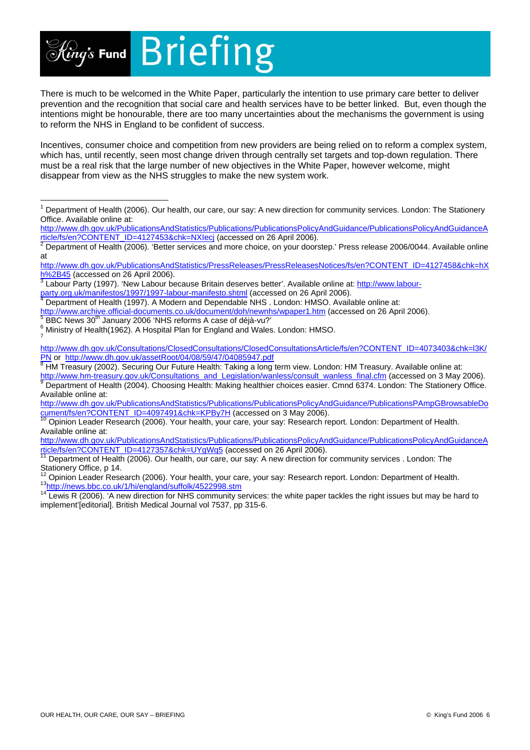There is much to be welcomed in the White Paper, particularly the intention to use primary care better to deliver prevention and the recognition that social care and health services have to be better linked. But, even though the intentions might be honourable, there are too many uncertainties about the mechanisms the government is using to reform the NHS in England to be confident of success.

Incentives, consumer choice and competition from new providers are being relied on to reform a complex system, which has, until recently, seen most change driven through centrally set targets and top-down regulation. There must be a real risk that the large number of new objectives in the White Paper, however welcome, might disappear from view as the NHS struggles to make the new system work.

---

[1] Department of Health (2006). Our health, our care, our say: A new direction for community services. London: The Stationery Office. Available online at: http://www.dh.gov.uk/PublicationsAndStatistics/Publications/PublicationsPolicyAndGuidance/PublicationsPolicyAndGuidanceArticle/fs/en?CONTENT_ID=4127453&chk=NXIecj (accessed on 26 April 2006).

[2] Department of Health (2006). 'Better services and more choice, on your doorstep.' Press release 2006/0044. Available online at http://www.dh.gov.uk/PublicationsAndStatistics/PressReleases/PressReleasesNotices/fs/en?CONTENT_ID=4127458&chk=hXh%2B45 (accessed on 26 April 2006).

[3] Labour Party (1997). 'New Labour because Britain deserves better'. Available online at: http://www.labour-party.org.uk/manifestos/1997/1997-labour-manifesto.shtml (accessed on 26 April 2006).

[4] Department of Health (1997). A Modern and Dependable NHS . London: HMSO. Available online at: http://www.archive.official-documents.co.uk/document/doh/newnhs/wpaper1.htm (accessed on 26 April 2006).

[5] BBC News 30th January 2006 'NHS reforms A case of déjà-vu?'

[6] Ministry of Health(1962). A Hospital Plan for England and Wales. London: HMSO.

[7] http://www.dh.gov.uk/Consultations/ClosedConsultations/ClosedConsultationsArticle/fs/en?CONTENT_ID=4073403&chk=l3K/PN or http://www.dh.gov.uk/assetRoot/04/08/59/47/04085947.pdf

[8] HM Treasury (2002). Securing Our Future Health: Taking a long term view. London: HM Treasury. Available online at: http://www.hm-treasury.gov.uk/Consultations_and_Legislation/wanless/consult_wanless_final.cfm (accessed on 3 May 2006).

[9] Department of Health (2004). Choosing Health: Making healthier choices easier. Cmnd 6374. London: The Stationery Office. Available online at: http://www.dh.gov.uk/PublicationsAndStatistics/Publications/PublicationsPolicyAndGuidance/PublicationsPAmpGBrowsableDocument/fs/en?CONTENT_ID=4097491&chk=KPBy7H (accessed on 3 May 2006).

[10] Opinion Leader Research (2006). Your health, your care, your say: Research report. London: Department of Health. Available online at: http://www.dh.gov.uk/PublicationsAndStatistics/Publications/PublicationsPolicyAndGuidance/PublicationsPolicyAndGuidanceArticle/fs/en?CONTENT_ID=4127357&chk=UYgWq5 (accessed on 26 April 2006).

[11] Department of Health (2006). Our health, our care, our say: A new direction for community services . London: The Stationery Office, p 14.

[12] Opinion Leader Research (2006). Your health, your care, your say: Research report. London: Department of Health.

[13] http://news.bbc.co.uk/1/hi/england/suffolk/4522998.stm

[14] Lewis R (2006). 'A new direction for NHS community services: the white paper tackles the right issues but may be hard to implement'[editorial]. British Medical Journal vol 7537, pp 315-6.